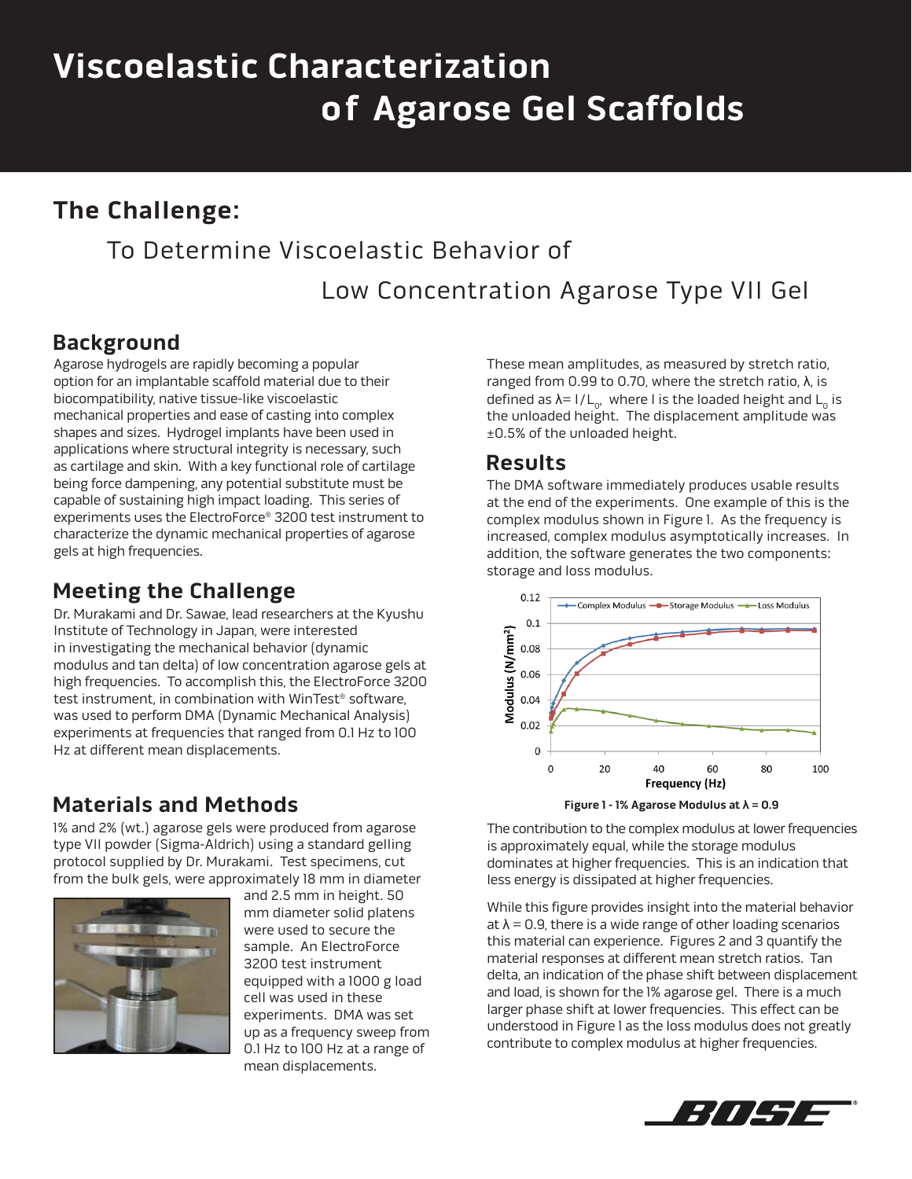# Viscoelastic Characterization of Agarose Gel Scaffolds

## The Challenge:

### To Determine Viscoelastic Behavior of Low Concentration Agarose Type VII Gel

## Background

Agarose hydrogels are rapidly becoming a popular option for an implantable scaffold material due to their biocompatibility, native tissue-like viscoelastic mechanical properties and ease of casting into complex shapes and sizes. Hydrogel implants have been used in applications where structural integrity is necessary, such as cartilage and skin. With a key functional role of cartilage being force dampening, any potential substitute must be capable of sustaining high impact loading. This series of experiments uses the ElectroForce® 3200 test instrument to characterize the dynamic mechanical properties of agarose gels at high frequencies.

## Meeting the Challenge

Dr. Murakami and Dr. Sawae, lead researchers at the Kyushu Institute of Technology in Japan, were interested in investigating the mechanical behavior (dynamic modulus and tan delta) of low concentration agarose gels at high frequencies. To accomplish this, the ElectroForce 3200 test instrument, in combination with WinTest® software, was used to perform DMA (Dynamic Mechanical Analysis) experiments at frequencies that ranged from 0.1 Hz to 100 Hz at different mean displacements.

## Materials and Methods

1% and 2% (wt.) agarose gels were produced from agarose type VII powder (Sigma-Aldrich) using a standard gelling protocol supplied by Dr. Murakami. Test specimens, cut from the bulk gels, were approximately 18 mm in diameter and 2.5 mm in height. 50 mm diameter solid platens were used to secure the sample. An ElectroForce 3200 test instrument equipped with a 1000 g load cell was used in these experiments. DMA was set up as a frequency sweep from 0.1 Hz to 100 Hz at a range of mean displacements.

These mean amplitudes, as measured by stretch ratio, ranged from 0.99 to 0.70, where the stretch ratio, $\lambda$, is defined as $\lambda = l/L_0$, where l is the loaded height and $L_0$ is the unloaded height. The displacement amplitude was ±0.5% of the unloaded height.

## Results

The DMA software immediately produces usable results at the end of the experiments. One example of this is the complex modulus shown in Figure 1. As the frequency is increased, complex modulus asymptotically increases. In addition, the software generates the two components: storage and loss modulus.

Figure 1 - 1% Agarose Modulus at $\lambda$ = 0.9

The contribution to the complex modulus at lower frequencies is approximately equal, while the storage modulus dominates at higher frequencies. This is an indication that less energy is dissipated at higher frequencies.

While this figure provides insight into the material behavior at $\lambda$ = 0.9, there is a wide range of other loading scenarios this material can experience. Figures 2 and 3 quantify the material responses at different mean stretch ratios. Tan delta, an indication of the phase shift between displacement and load, is shown for the 1% agarose gel. There is a much larger phase shift at lower frequencies. This effect can be understood in Figure 1 as the loss modulus does not greatly contribute to complex modulus at higher frequencies.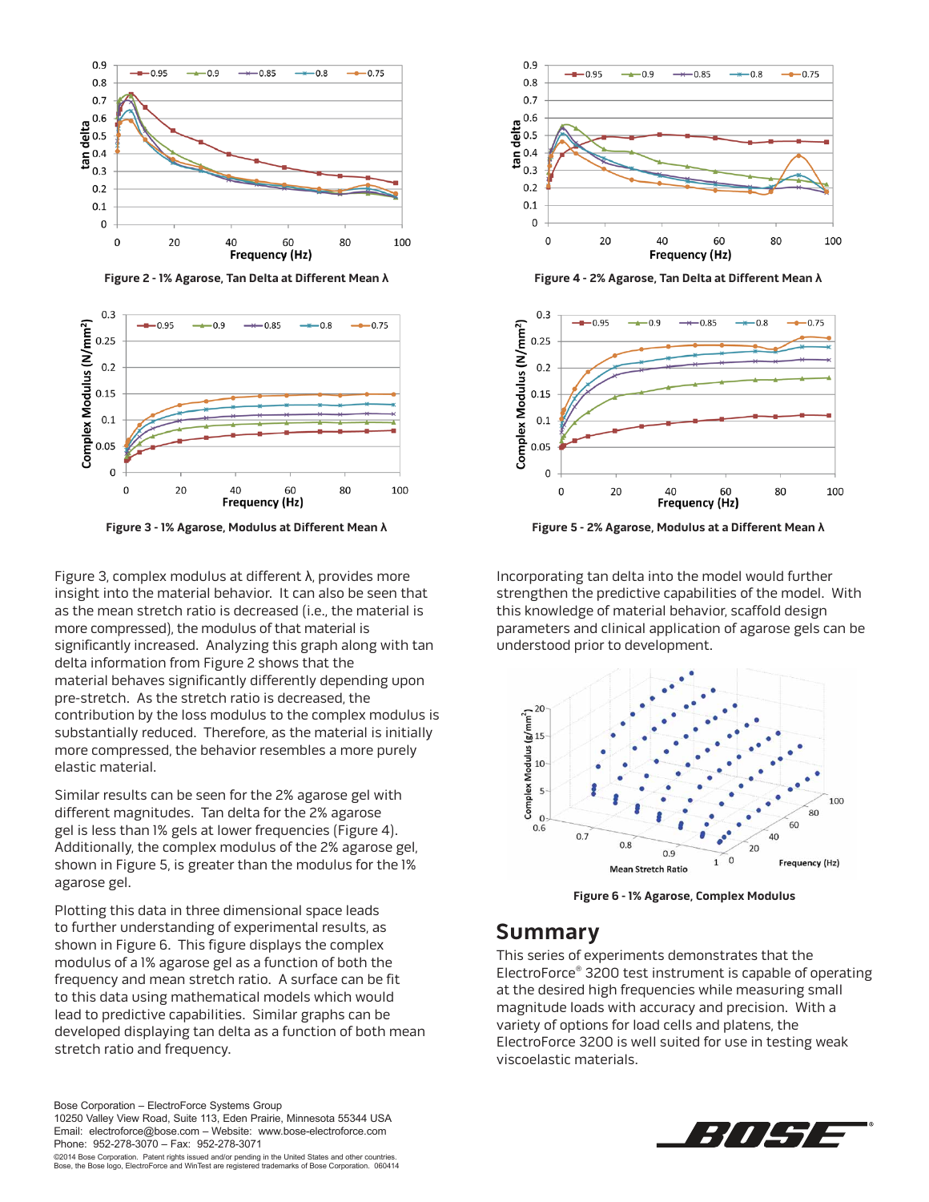0.9
0.8
0.7
0.6
0.5
0.4
0.3
0.2
0.1
0

tan delta

0.95 0.9 0.85 0.8 0.75

0 20 40 60 80 100

Frequency (Hz)

**Figure 2 - 1% Agarose, Tan Delta at Different Mean λ**

0.9
0.8
0.7
0.6
0.5
0.4
0.3
0.2
0.1
0

tan delta

0.95 0.9 0.85 0.8 0.75

0 20 40 60 80 100

Frequency (Hz)

**Figure 4 - 2% Agarose, Tan Delta at Different Mean λ**

0.3
0.25
0.2
0.15
0.1
0.05
0

Complex Modulus (N/mm²)

0.95 0.9 0.85 0.8 0.75

0 20 40 60 80 100

Frequency (Hz)

**Figure 3 - 1% Agarose, Modulus at Different Mean λ**

0.3
0.25
0.2
0.15
0.1
0.05
0

Complex Modulus (N/mm²)

0.95 0.9 0.85 0.8 0.75

0 20 40 60 80 100

Frequency (Hz)

**Figure 5 - 2% Agarose, Modulus at a Different Mean λ**

Figure 3, complex modulus at different λ, provides more insight into the material behavior. It can also be seen that as the mean stretch ratio is decreased (i.e., the material is more compressed), the modulus of that material is significantly increased. Analyzing this graph along with tan delta information from Figure 2 shows that the material behaves significantly differently depending upon pre-stretch. As the stretch ratio is decreased, the contribution by the loss modulus to the complex modulus is substantially reduced. Therefore, as the material is initially more compressed, the behavior resembles a more purely elastic material.

Similar results can be seen for the 2% agarose gel with different magnitudes. Tan delta for the 2% agarose gel is less than 1% gels at lower frequencies (Figure 4). Additionally, the complex modulus of the 2% agarose gel, shown in Figure 5, is greater than the modulus for the 1% agarose gel.

Plotting this data in three dimensional space leads to further understanding of experimental results, as shown in Figure 6. This figure displays the complex modulus of a 1% agarose gel as a function of both the frequency and mean stretch ratio. A surface can be fit to this data using mathematical models which would lead to predictive capabilities. Similar graphs can be developed displaying tan delta as a function of both mean stretch ratio and frequency.

Incorporating tan delta into the model would further strengthen the predictive capabilities of the model. With this knowledge of material behavior, scaffold design parameters and clinical application of agarose gels can be understood prior to development.

Complex Modulus (g/mm²)

20
15
10
5
0

0.6 0.7 0.8 0.9 1

Mean Stretch Ratio

0 20 40 60 80 100

Frequency (Hz)

**Figure 6 - 1% Agarose, Complex Modulus**

## Summary

This series of experiments demonstrates that the ElectroForce® 3200 test instrument is capable of operating at the desired high frequencies while measuring small magnitude loads with accuracy and precision. With a variety of options for load cells and platens, the ElectroForce 3200 is well suited for use in testing weak viscoelastic materials.

Bose Corporation – ElectroForce Systems Group
10250 Valley View Road, Suite 113, Eden Prairie, Minnesota 55344 USA
Email: electroforce@bose.com – Website: www.bose-electroforce.com
Phone: 952-278-3070 – Fax: 952-278-3071

©2014 Bose Corporation. Patent rights issued and/or pending in the United States and other countries. Bose, the Bose logo, ElectroForce and WinTest are registered trademarks of Bose Corporation. 060414

BOSE®